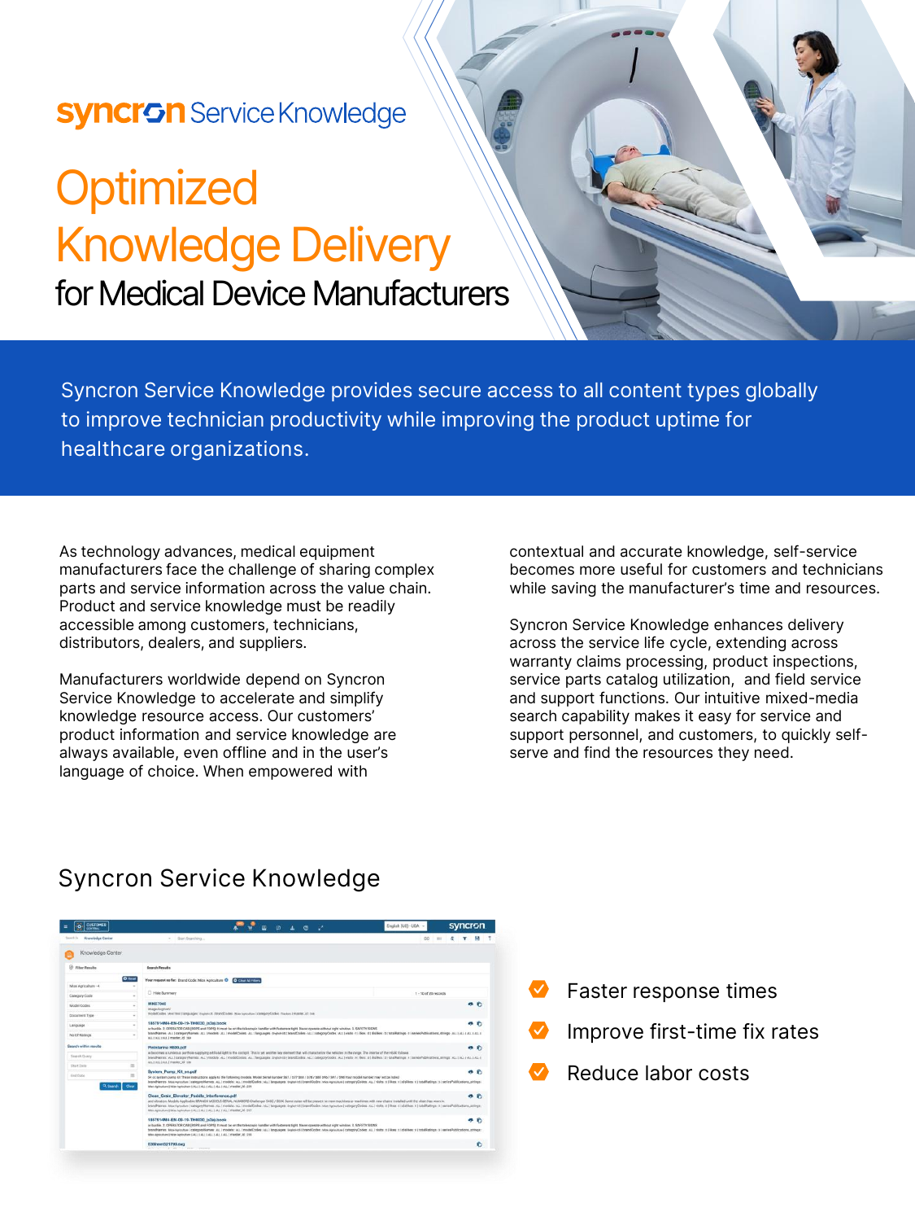syncron Service Knowledge

# Optimized Knowledge Delivery

## for Medical Device Manufacturers

Syncron Service Knowledge provides secure access to all content types globally to improve technician productivity while improving the product uptime for healthcare organizations.

As technology advances, medical equipment manufacturers face the challenge of sharing complex parts and service information across the value chain. Product and service knowledge must be readily accessible among customers, technicians, distributors, dealers, and suppliers.

Manufacturers worldwide depend on Syncron Service Knowledge to accelerate and simplify knowledge resource access. Our customers' product information and service knowledge are always available, even offline and in the user's language of choice. When empowered with contextual and accurate knowledge, self-service becomes more useful for customers and technicians while saving the manufacturer's time and resources.

Syncron Service Knowledge enhances delivery across the service life cycle, extending across warranty claims processing, product inspections, service parts catalog utilization, and field service and support functions. Our intuitive mixed-media search capability makes it easy for service and support personnel, and customers, to quickly self-serve and find the resources they need.

## Syncron Service Knowledge

- Faster response times
- Improve first-time fix rates
- Reduce labor costs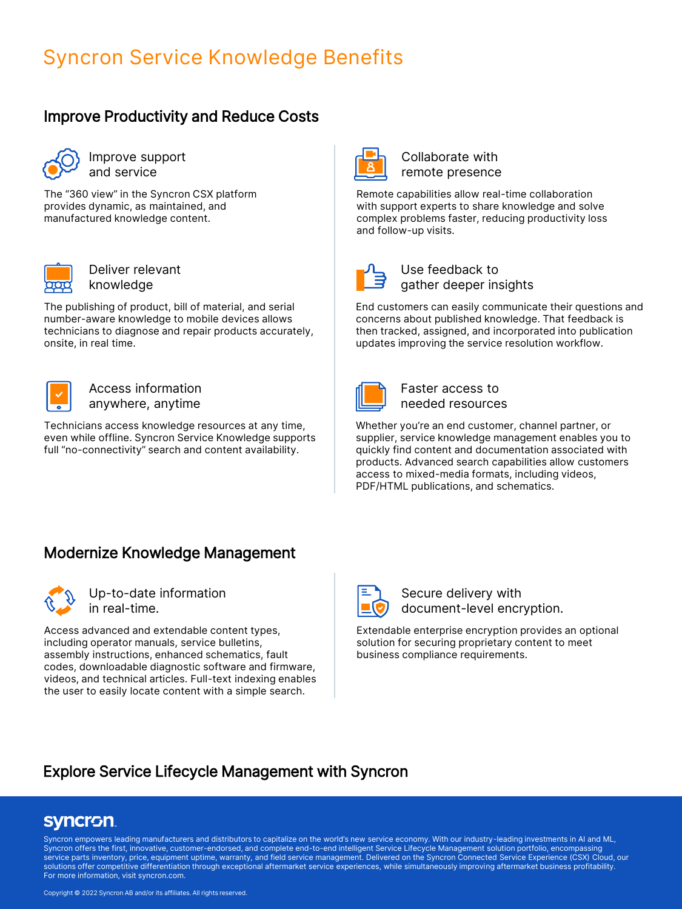# Syncron Service Knowledge Benefits

## Improve Productivity and Reduce Costs

### Improve support and service

The "360 view" in the Syncron CSX platform provides dynamic, as maintained, and manufactured knowledge content.

### Deliver relevant knowledge

The publishing of product, bill of material, and serial number-aware knowledge to mobile devices allows technicians to diagnose and repair products accurately, onsite, in real time.

### Access information anywhere, anytime

Technicians access knowledge resources at any time, even while offline. Syncron Service Knowledge supports full "no-connectivity" search and content availability.

### Collaborate with remote presence

Remote capabilities allow real-time collaboration with support experts to share knowledge and solve complex problems faster, reducing productivity loss and follow-up visits.

### Use feedback to gather deeper insights

End customers can easily communicate their questions and concerns about published knowledge. That feedback is then tracked, assigned, and incorporated into publication updates improving the service resolution workflow.

### Faster access to needed resources

Whether you're an end customer, channel partner, or supplier, service knowledge management enables you to quickly find content and documentation associated with products. Advanced search capabilities allow customers access to mixed-media formats, including videos, PDF/HTML publications, and schematics.

## Modernize Knowledge Management

### Up-to-date information in real-time.

Access advanced and extendable content types, including operator manuals, service bulletins, assembly instructions, enhanced schematics, fault codes, downloadable diagnostic software and firmware, videos, and technical articles. Full-text indexing enables the user to easily locate content with a simple search.

### Secure delivery with document-level encryption.

Extendable enterprise encryption provides an optional solution for securing proprietary content to meet business compliance requirements.

## Explore Service Lifecycle Management with Syncron

**syncron.**

Syncron empowers leading manufacturers and distributors to capitalize on the world's new service economy. With our industry-leading investments in AI and ML, Syncron offers the first, innovative, customer-endorsed, and complete end-to-end intelligent Service Lifecycle Management solution portfolio, encompassing service parts inventory, price, equipment uptime, warranty, and field service management. Delivered on the Syncron Connected Service Experience (CSX) Cloud, our solutions offer competitive differentiation through exceptional aftermarket service experiences, while simultaneously improving aftermarket business profitability. For more information, visit syncron.com.

Copyright © 2022 Syncron AB and/or its affiliates. All rights reserved.